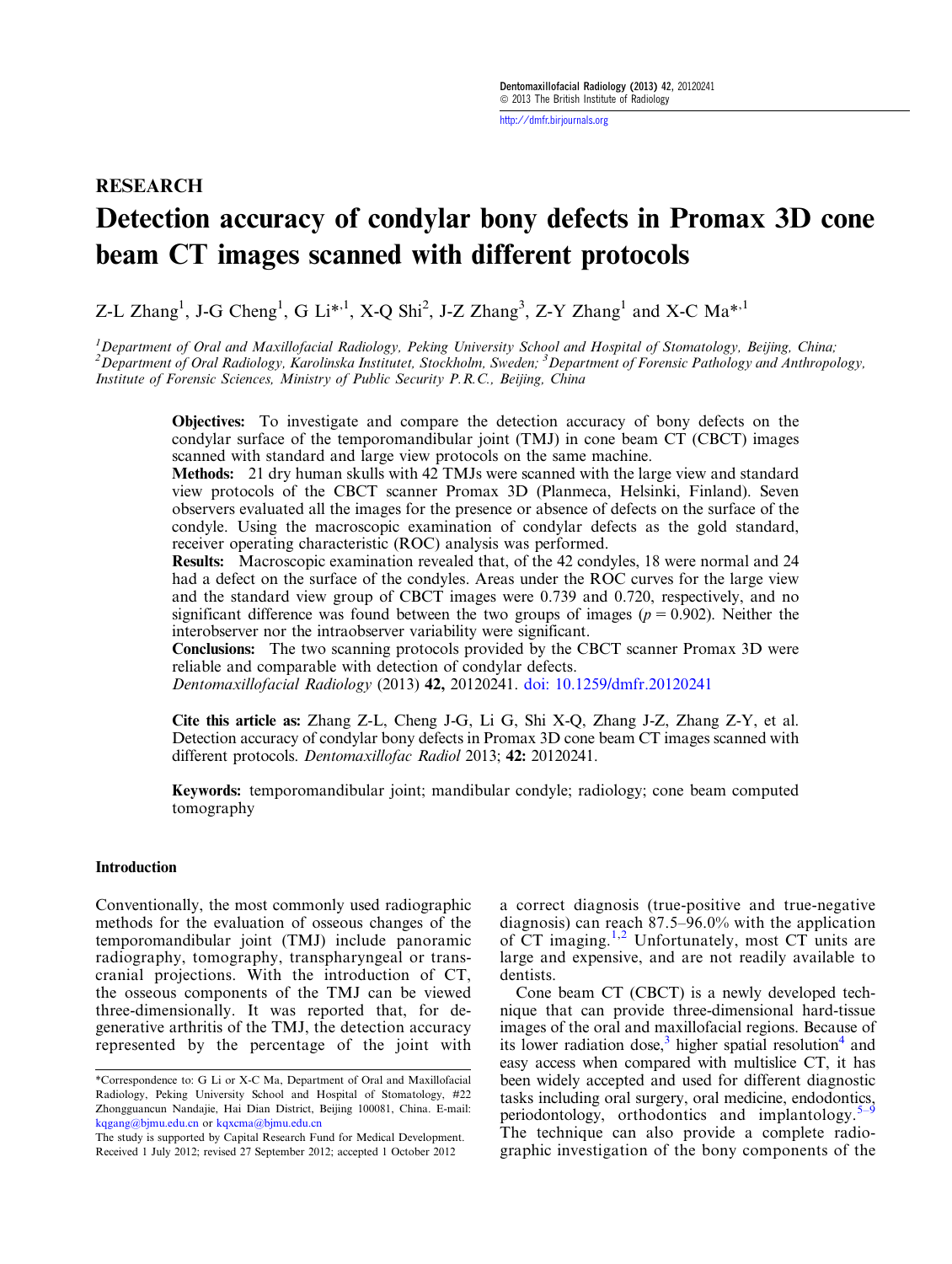RESEARCH

# Detection accuracy of condylar bony defects in Promax 3D cone beam CT images scanned with different protocols

Z-L Zhang[1], J-G Cheng[1], G Li*[,1], X-Q Shi[2], J-Z Zhang[3], Z-Y Zhang[1] and X-C Ma*[,1]

[1]*Department of Oral and Maxillofacial Radiology, Peking University School and Hospital of Stomatology, Beijing, China;* [2]*Department of Oral Radiology, Karolinska Institutet, Stockholm, Sweden;* [3]*Department of Forensic Pathology and Anthropology, Institute of Forensic Sciences, Ministry of Public Security P.R.C., Beijing, China*

**Objectives:** To investigate and compare the detection accuracy of bony defects on the condylar surface of the temporomandibular joint (TMJ) in cone beam CT (CBCT) images scanned with standard and large view protocols on the same machine.

**Methods:** 21 dry human skulls with 42 TMJs were scanned with the large view and standard view protocols of the CBCT scanner Promax 3D (Planmeca, Helsinki, Finland). Seven observers evaluated all the images for the presence or absence of defects on the surface of the condyle. Using the macroscopic examination of condylar defects as the gold standard, receiver operating characteristic (ROC) analysis was performed.

**Results:** Macroscopic examination revealed that, of the 42 condyles, 18 were normal and 24 had a defect on the surface of the condyles. Areas under the ROC curves for the large view and the standard view group of CBCT images were 0.739 and 0.720, respectively, and no significant difference was found between the two groups of images ($p = 0.902$). Neither the interobserver nor the intraobserver variability were significant.

**Conclusions:** The two scanning protocols provided by the CBCT scanner Promax 3D were reliable and comparable with detection of condylar defects.

*Dentomaxillofacial Radiology* (2013) **42,** 20120241. doi: 10.1259/dmfr.20120241

**Cite this article as:** Zhang Z-L, Cheng J-G, Li G, Shi X-Q, Zhang J-Z, Zhang Z-Y, et al. Detection accuracy of condylar bony defects in Promax 3D cone beam CT images scanned with different protocols. *Dentomaxillofac Radiol* 2013; **42:** 20120241.

**Keywords:** temporomandibular joint; mandibular condyle; radiology; cone beam computed tomography

## Introduction

Conventionally, the most commonly used radiographic methods for the evaluation of osseous changes of the temporomandibular joint (TMJ) include panoramic radiography, tomography, transpharyngeal or transcranial projections. With the introduction of CT, the osseous components of the TMJ can be viewed three-dimensionally. It was reported that, for degenerative arthritis of the TMJ, the detection accuracy represented by the percentage of the joint with a correct diagnosis (true-positive and true-negative diagnosis) can reach 87.5–96.0% with the application of CT imaging.[1,2] Unfortunately, most CT units are large and expensive, and are not readily available to dentists.

Cone beam CT (CBCT) is a newly developed technique that can provide three-dimensional hard-tissue images of the oral and maxillofacial regions. Because of its lower radiation dose,[3] higher spatial resolution[4] and easy access when compared with multislice CT, it has been widely accepted and used for different diagnostic tasks including oral surgery, oral medicine, endodontics, periodontology, orthodontics and implantology.[5–9] The technique can also provide a complete radiographic investigation of the bony components of the

*Correspondence to: G Li or X-C Ma, Department of Oral and Maxillofacial Radiology, Peking University School and Hospital of Stomatology, #22 Zhongguancun Nandajie, Hai Dian District, Beijing 100081, China. E-mail: kqgang@bjmu.edu.cn or kqxcma@bjmu.edu.cn

The study is supported by Capital Research Fund for Medical Development.

Received 1 July 2012; revised 27 September 2012; accepted 1 October 2012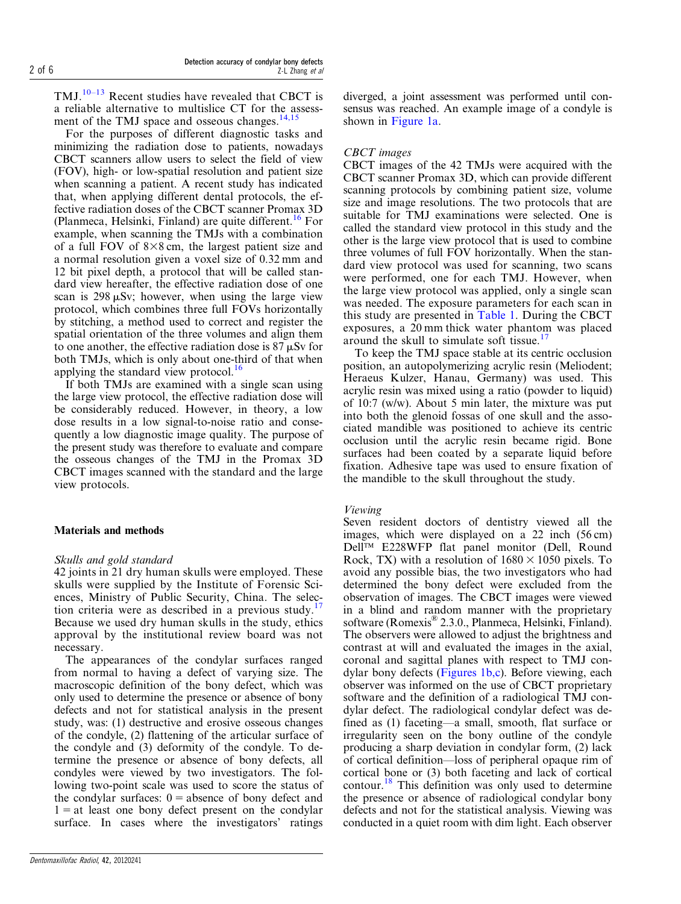TMJ.[10–13] Recent studies have revealed that CBCT is a reliable alternative to multislice CT for the assessment of the TMJ space and osseous changes.[14,15]

For the purposes of different diagnostic tasks and minimizing the radiation dose to patients, nowadays CBCT scanners allow users to select the field of view (FOV), high- or low-spatial resolution and patient size when scanning a patient. A recent study has indicated that, when applying different dental protocols, the effective radiation doses of the CBCT scanner Promax 3D (Planmeca, Helsinki, Finland) are quite different.[16] For example, when scanning the TMJs with a combination of a full FOV of 8×8 cm, the largest patient size and a normal resolution given a voxel size of 0.32 mm and 12 bit pixel depth, a protocol that will be called standard view hereafter, the effective radiation dose of one scan is 298 μSv; however, when using the large view protocol, which combines three full FOVs horizontally by stitching, a method used to correct and register the spatial orientation of the three volumes and align them to one another, the effective radiation dose is 87 μSv for both TMJs, which is only about one-third of that when applying the standard view protocol.[16]

If both TMJs are examined with a single scan using the large view protocol, the effective radiation dose will be considerably reduced. However, in theory, a low dose results in a low signal-to-noise ratio and consequently a low diagnostic image quality. The purpose of the present study was therefore to evaluate and compare the osseous changes of the TMJ in the Promax 3D CBCT images scanned with the standard and the large view protocols.

## Materials and methods

### *Skulls and gold standard*

42 joints in 21 dry human skulls were employed. These skulls were supplied by the Institute of Forensic Sciences, Ministry of Public Security, China. The selection criteria were as described in a previous study.[17] Because we used dry human skulls in the study, ethics approval by the institutional review board was not necessary.

The appearances of the condylar surfaces ranged from normal to having a defect of varying size. The macroscopic definition of the bony defect, which was only used to determine the presence or absence of bony defects and not for statistical analysis in the present study, was: (1) destructive and erosive osseous changes of the condyle, (2) flattening of the articular surface of the condyle and (3) deformity of the condyle. To determine the presence or absence of bony defects, all condyles were viewed by two investigators. The following two-point scale was used to score the status of the condylar surfaces: 0 = absence of bony defect and 1 = at least one bony defect present on the condylar surface. In cases where the investigators' ratings diverged, a joint assessment was performed until consensus was reached. An example image of a condyle is shown in Figure 1a.

### *CBCT images*

CBCT images of the 42 TMJs were acquired with the CBCT scanner Promax 3D, which can provide different scanning protocols by combining patient size, volume size and image resolutions. The two protocols that are suitable for TMJ examinations were selected. One is called the standard view protocol in this study and the other is the large view protocol that is used to combine three volumes of full FOV horizontally. When the standard view protocol was used for scanning, two scans were performed, one for each TMJ. However, when the large view protocol was applied, only a single scan was needed. The exposure parameters for each scan in this study are presented in Table 1. During the CBCT exposures, a 20 mm thick water phantom was placed around the skull to simulate soft tissue.[17]

To keep the TMJ space stable at its centric occlusion position, an autopolymerizing acrylic resin (Meliodent; Heraeus Kulzer, Hanau, Germany) was used. This acrylic resin was mixed using a ratio (powder to liquid) of 10:7 (w/w). About 5 min later, the mixture was put into both the glenoid fossas of one skull and the associated mandible was positioned to achieve its centric occlusion until the acrylic resin became rigid. Bone surfaces had been coated by a separate liquid before fixation. Adhesive tape was used to ensure fixation of the mandible to the skull throughout the study.

### *Viewing*

Seven resident doctors of dentistry viewed all the images, which were displayed on a 22 inch (56 cm) Dell™ E228WFP flat panel monitor (Dell, Round Rock, TX) with a resolution of 1680 × 1050 pixels. To avoid any possible bias, the two investigators who had determined the bony defect were excluded from the observation of images. The CBCT images were viewed in a blind and random manner with the proprietary software (Romexis® 2.3.0., Planmeca, Helsinki, Finland). The observers were allowed to adjust the brightness and contrast at will and evaluated the images in the axial, coronal and sagittal planes with respect to TMJ condylar bony defects (Figures 1b,c). Before viewing, each observer was informed on the use of CBCT proprietary software and the definition of a radiological TMJ condylar defect. The radiological condylar defect was defined as (1) faceting—a small, smooth, flat surface or irregularity seen on the bony outline of the condyle producing a sharp deviation in condylar form, (2) lack of cortical definition—loss of peripheral opaque rim of cortical bone or (3) both faceting and lack of cortical contour.[18] This definition was only used to determine the presence or absence of radiological condylar bony defects and not for the statistical analysis. Viewing was conducted in a quiet room with dim light. Each observer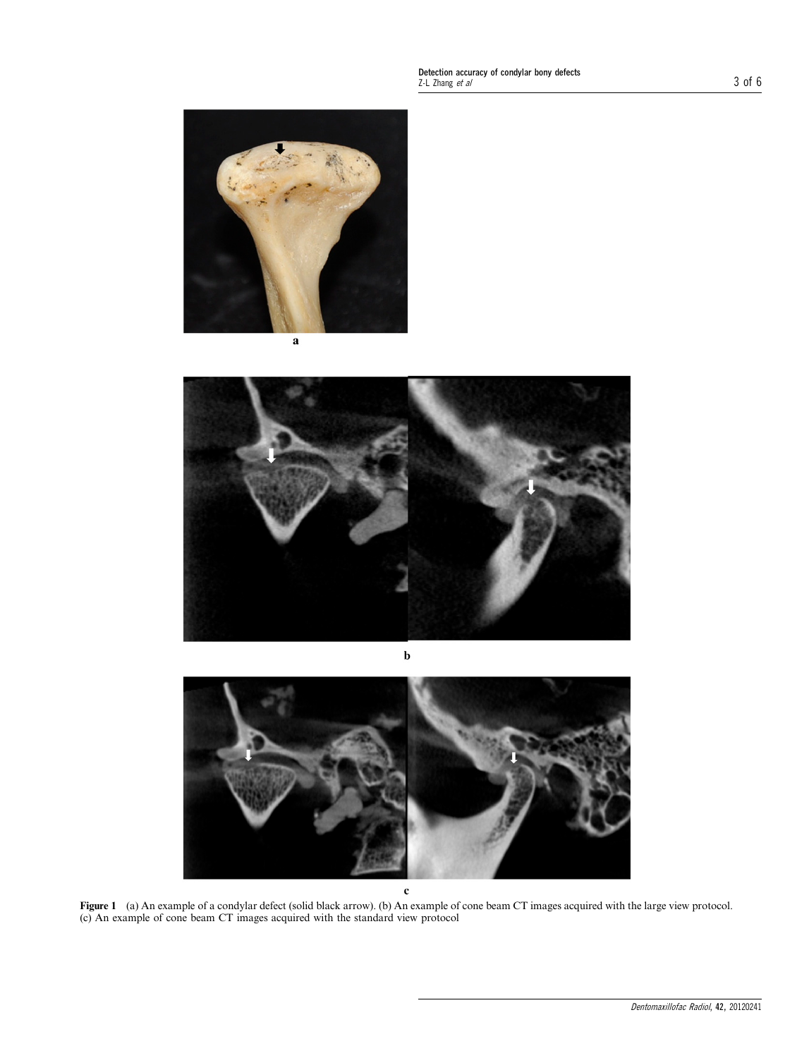a

b

c

**Figure 1** (a) An example of a condylar defect (solid black arrow). (b) An example of cone beam CT images acquired with the large view protocol. (c) An example of cone beam CT images acquired with the standard view protocol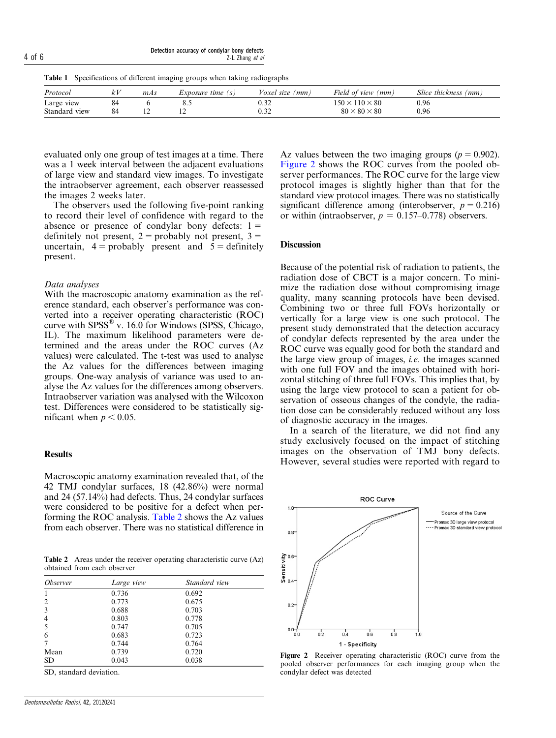**Table 1** Specifications of different imaging groups when taking radiographs

| *Protocol* | *kV* | *mAs* | *Exposure time (s)* | *Voxel size (mm)* | *Field of view (mm)* | *Slice thickness (mm)* |
|---|---|---|---|---|---|---|
| Large view | 84 | 6 | 8.5 | 0.32 | $150 \times 110 \times 80$ | 0.96 |
| Standard view | 84 | 12 | 12 | 0.32 | $80 \times 80 \times 80$ | 0.96 |

evaluated only one group of test images at a time. There was a 1 week interval between the adjacent evaluations of large view and standard view images. To investigate the intraobserver agreement, each observer reassessed the images 2 weeks later.

The observers used the following five-point ranking to record their level of confidence with regard to the absence or presence of condylar bony defects: 1 = definitely not present, 2 = probably not present, 3 = uncertain, 4 = probably present and 5 = definitely present.

*Data analyses*

With the macroscopic anatomy examination as the reference standard, each observer's performance was converted into a receiver operating characteristic (ROC) curve with SPSS® v. 16.0 for Windows (SPSS, Chicago, IL). The maximum likelihood parameters were determined and the areas under the ROC curves (Az values) were calculated. The t-test was used to analyse the Az values for the differences between imaging groups. One-way analysis of variance was used to analyse the Az values for the differences among observers. Intraobserver variation was analysed with the Wilcoxon test. Differences were considered to be statistically significant when $p < 0.05$.

## Results

Macroscopic anatomy examination revealed that, of the 42 TMJ condylar surfaces, 18 (42.86%) were normal and 24 (57.14%) had defects. Thus, 24 condylar surfaces were considered to be positive for a defect when performing the ROC analysis. Table 2 shows the Az values from each observer. There was no statistical difference in Az values between the two imaging groups ($p = 0.902$). Figure 2 shows the ROC curves from the pooled observer performances. The ROC curve for the large view protocol images is slightly higher than that for the standard view protocol images. There was no statistically significant difference among (interobserver, $p = 0.216$) or within (intraobserver, $p = 0.157$–$0.778$) observers.

**Table 2** Areas under the receiver operating characteristic curve (Az) obtained from each observer

| *Observer* | *Large view* | *Standard view* |
|---|---|---|
| 1 | 0.736 | 0.692 |
| 2 | 0.773 | 0.675 |
| 3 | 0.688 | 0.703 |
| 4 | 0.803 | 0.778 |
| 5 | 0.747 | 0.705 |
| 6 | 0.683 | 0.723 |
| 7 | 0.744 | 0.764 |
| Mean | 0.739 | 0.720 |
| SD | 0.043 | 0.038 |

SD, standard deviation.

## Discussion

Because of the potential risk of radiation to patients, the radiation dose of CBCT is a major concern. To minimize the radiation dose without compromising image quality, many scanning protocols have been devised. Combining two or three full FOVs horizontally or vertically for a large view is one such protocol. The present study demonstrated that the detection accuracy of condylar defects represented by the area under the ROC curve was equally good for both the standard and the large view group of images, *i.e.* the images scanned with one full FOV and the images obtained with horizontal stitching of three full FOVs. This implies that, by using the large view protocol to scan a patient for observation of osseous changes of the condyle, the radiation dose can be considerably reduced without any loss of diagnostic accuracy in the images.

In a search of the literature, we did not find any study exclusively focused on the impact of stitching images on the observation of TMJ bony defects. However, several studies were reported with regard to

**Figure 2** Receiver operating characteristic (ROC) curve from the pooled observer performances for each imaging group when the condylar defect was detected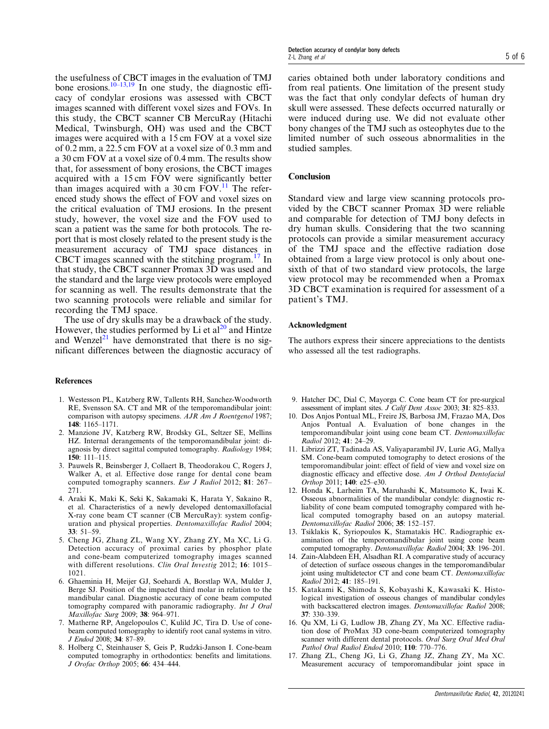the usefulness of CBCT images in the evaluation of TMJ bone erosions.[10–13,19] In one study, the diagnostic efficacy of condylar erosions was assessed with CBCT images scanned with different voxel sizes and FOVs. In this study, the CBCT scanner CB MercuRay (Hitachi Medical, Twinsburgh, OH) was used and the CBCT images were acquired with a 15 cm FOV at a voxel size of 0.2 mm, a 22.5 cm FOV at a voxel size of 0.3 mm and a 30 cm FOV at a voxel size of 0.4 mm. The results show that, for assessment of bony erosions, the CBCT images acquired with a 15 cm FOV were significantly better than images acquired with a 30 cm FOV.[11] The referenced study shows the effect of FOV and voxel sizes on the critical evaluation of TMJ erosions. In the present study, however, the voxel size and the FOV used to scan a patient was the same for both protocols. The report that is most closely related to the present study is the measurement accuracy of TMJ space distances in CBCT images scanned with the stitching program.[17] In that study, the CBCT scanner Promax 3D was used and the standard and the large view protocols were employed for scanning as well. The results demonstrate that the two scanning protocols were reliable and similar for recording the TMJ space.

The use of dry skulls may be a drawback of the study. However, the studies performed by Li et al[20] and Hintze and Wenzel[21] have demonstrated that there is no significant differences between the diagnostic accuracy of caries obtained both under laboratory conditions and from real patients. One limitation of the present study was the fact that only condylar defects of human dry skull were assessed. These defects occurred naturally or were induced during use. We did not evaluate other bony changes of the TMJ such as osteophytes due to the limited number of such osseous abnormalities in the studied samples.

## Conclusion

Standard view and large view scanning protocols provided by the CBCT scanner Promax 3D were reliable and comparable for detection of TMJ bony defects in dry human skulls. Considering that the two scanning protocols can provide a similar measurement accuracy of the TMJ space and the effective radiation dose obtained from a large view protocol is only about one-sixth of that of two standard view protocols, the large view protocol may be recommended when a Promax 3D CBCT examination is required for assessment of a patient's TMJ.

### Acknowledgment

The authors express their sincere appreciations to the dentists who assessed all the test radiographs.

## References

1. Westesson PL, Katzberg RW, Tallents RH, Sanchez-Woodworth RE, Svensson SA. CT and MR of the temporomandibular joint: comparison with autopsy specimens. *AJR Am J Roentgenol* 1987; **148**: 1165–1171.
2. Manzione JV, Katzberg RW, Brodsky GL, Seltzer SE, Mellins HZ. Internal derangements of the temporomandibular joint: diagnosis by direct sagittal computed tomography. *Radiology* 1984; **150**: 111–115.
3. Pauwels R, Beinsberger J, Collaert B, Theodorakou C, Rogers J, Walker A, et al. Effective dose range for dental cone beam computed tomography scanners. *Eur J Radiol* 2012; **81**: 267–271.
4. Araki K, Maki K, Seki K, Sakamaki K, Harata Y, Sakaino R, et al. Characteristics of a newly developed dentomaxillofacial X-ray cone beam CT scanner (CB MercuRay): system configuration and physical properties. *Dentomaxillofac Radiol* 2004; **33**: 51–59.
5. Cheng JG, Zhang ZL, Wang XY, Zhang ZY, Ma XC, Li G. Detection accuracy of proximal caries by phosphor plate and cone-beam computerized tomography images scanned with different resolutions. *Clin Oral Investig* 2012; **16**: 1015–1021.
6. Ghaeminia H, Meijer GJ, Soehardi A, Borstlap WA, Mulder J, Berge SJ. Position of the impacted third molar in relation to the mandibular canal. Diagnostic accuracy of cone beam computed tomography compared with panoramic radiography. *Int J Oral Maxillofac Surg* 2009; **38**: 964–971.
7. Matherne RP, Angelopoulos C, Kulild JC, Tira D. Use of cone-beam computed tomography to identify root canal systems in vitro. *J Endod* 2008; **34**: 87–89.
8. Holberg C, Steinhauser S, Geis P, Rudzki-Janson I. Cone-beam computed tomography in orthodontics: benefits and limitations. *J Orofac Orthop* 2005; **66**: 434–444.
9. Hatcher DC, Dial C, Mayorga C. Cone beam CT for pre-surgical assessment of implant sites. *J Calif Dent Assoc* 2003; **31**: 825–833.
10. Dos Anjos Pontual ML, Freire JS, Barbosa JM, Frazao MA, Dos Anjos Pontual A. Evaluation of bone changes in the temporomandibular joint using cone beam CT. *Dentomaxillofac Radiol* 2012; **41**: 24–29.
11. Librizzi ZT, Tadinada AS, Valiyaparambil JV, Lurie AG, Mallya SM. Cone-beam computed tomography to detect erosions of the temporomandibular joint: effect of field of view and voxel size on diagnostic efficacy and effective dose. *Am J Orthod Dentofacial Orthop* 2011; **140**: e25–e30.
12. Honda K, Larheim TA, Maruhashi K, Matsumoto K, Iwai K. Osseous abnormalities of the mandibular condyle: diagnostic reliability of cone beam computed tomography compared with helical computed tomography based on an autopsy material. *Dentomaxillofac Radiol* 2006; **35**: 152–157.
13. Tsiklakis K, Syriopoulos K, Stamatakis HC. Radiographic examination of the temporomandibular joint using cone beam computed tomography. *Dentomaxillofac Radiol* 2004; **33**: 196–201.
14. Zain-Alabdeen EH, Alsadhan RI. A comparative study of accuracy of detection of surface osseous changes in the temporomandibular joint using multidetector CT and cone beam CT. *Dentomaxillofac Radiol* 2012; **41**: 185–191.
15. Katakami K, Shimoda S, Kobayashi K, Kawasaki K. Histological investigation of osseous changes of mandibular condyles with backscattered electron images. *Dentomaxillofac Radiol* 2008; **37**: 330–339.
16. Qu XM, Li G, Ludlow JB, Zhang ZY, Ma XC. Effective radiation dose of ProMax 3D cone-beam computerized tomography scanner with different dental protocols. *Oral Surg Oral Med Oral Pathol Oral Radiol Endod* 2010; **110**: 770–776.
17. Zhang ZL, Cheng JG, Li G, Zhang JZ, Zhang ZY, Ma XC. Measurement accuracy of temporomandibular joint space in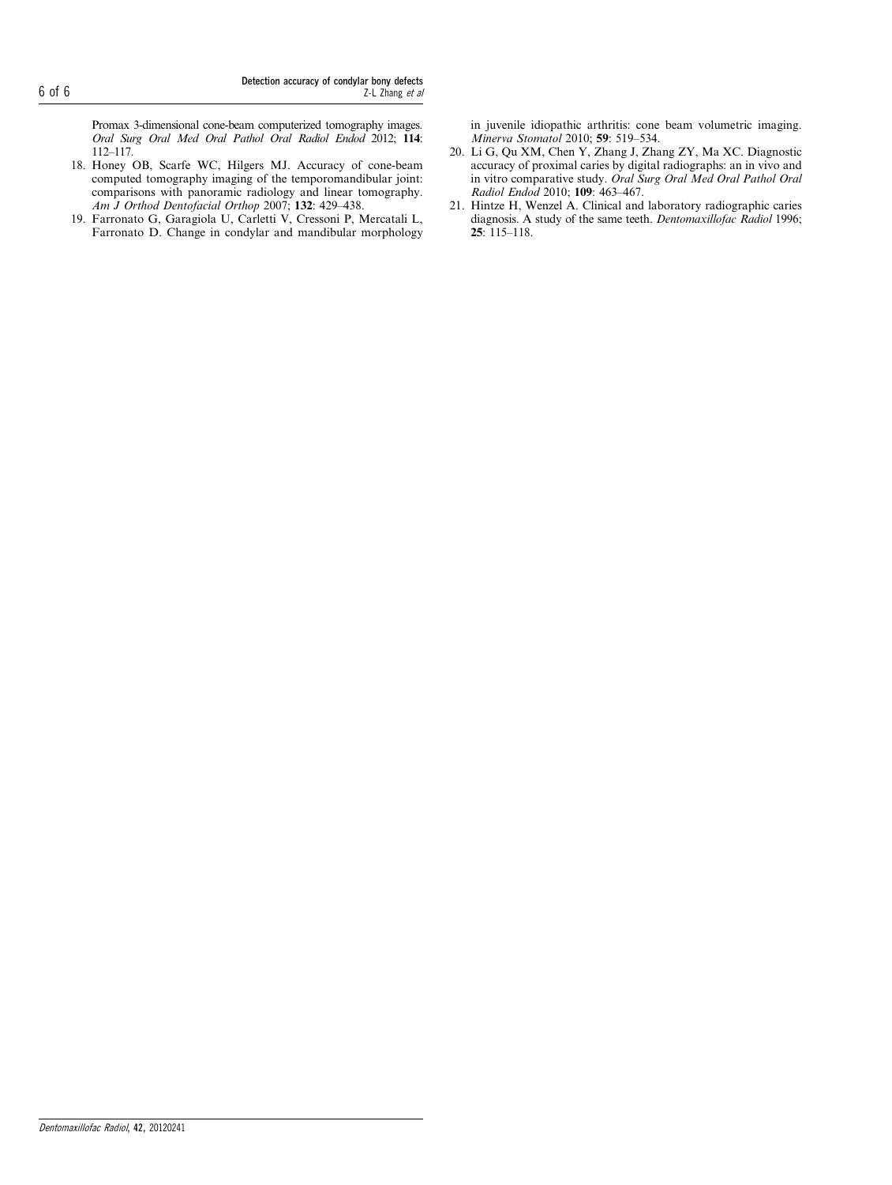Promax 3-dimensional cone-beam computerized tomography images. *Oral Surg Oral Med Oral Pathol Oral Radiol Endod* 2012; **114**: 112–117.

18. Honey OB, Scarfe WC, Hilgers MJ. Accuracy of cone-beam computed tomography imaging of the temporomandibular joint: comparisons with panoramic radiology and linear tomography. *Am J Orthod Dentofacial Orthop* 2007; **132**: 429–438.
19. Farronato G, Garagiola U, Carletti V, Cressoni P, Mercatali L, Farronato D. Change in condylar and mandibular morphology in juvenile idiopathic arthritis: cone beam volumetric imaging. *Minerva Stomatol* 2010; **59**: 519–534.
20. Li G, Qu XM, Chen Y, Zhang J, Zhang ZY, Ma XC. Diagnostic accuracy of proximal caries by digital radiographs: an in vivo and in vitro comparative study. *Oral Surg Oral Med Oral Pathol Oral Radiol Endod* 2010; **109**: 463–467.
21. Hintze H, Wenzel A. Clinical and laboratory radiographic caries diagnosis. A study of the same teeth. *Dentomaxillofac Radiol* 1996; **25**: 115–118.